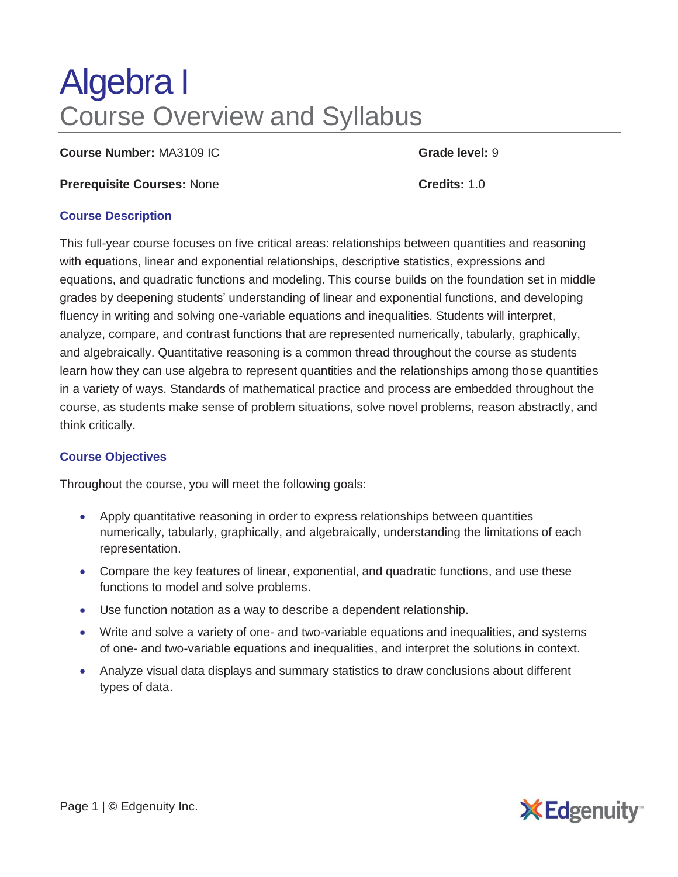# Algebra I
## Course Overview and Syllabus

**Course Number:** MA3109 IC

**Grade level:** 9

**Prerequisite Courses:** None

**Credits:** 1.0

### Course Description

This full-year course focuses on five critical areas: relationships between quantities and reasoning with equations, linear and exponential relationships, descriptive statistics, expressions and equations, and quadratic functions and modeling. This course builds on the foundation set in middle grades by deepening students' understanding of linear and exponential functions, and developing fluency in writing and solving one-variable equations and inequalities. Students will interpret, analyze, compare, and contrast functions that are represented numerically, tabularly, graphically, and algebraically. Quantitative reasoning is a common thread throughout the course as students learn how they can use algebra to represent quantities and the relationships among those quantities in a variety of ways. Standards of mathematical practice and process are embedded throughout the course, as students make sense of problem situations, solve novel problems, reason abstractly, and think critically.

### Course Objectives

Throughout the course, you will meet the following goals:

- Apply quantitative reasoning in order to express relationships between quantities numerically, tabularly, graphically, and algebraically, understanding the limitations of each representation.
- Compare the key features of linear, exponential, and quadratic functions, and use these functions to model and solve problems.
- Use function notation as a way to describe a dependent relationship.
- Write and solve a variety of one- and two-variable equations and inequalities, and systems of one- and two-variable equations and inequalities, and interpret the solutions in context.
- Analyze visual data displays and summary statistics to draw conclusions about different types of data.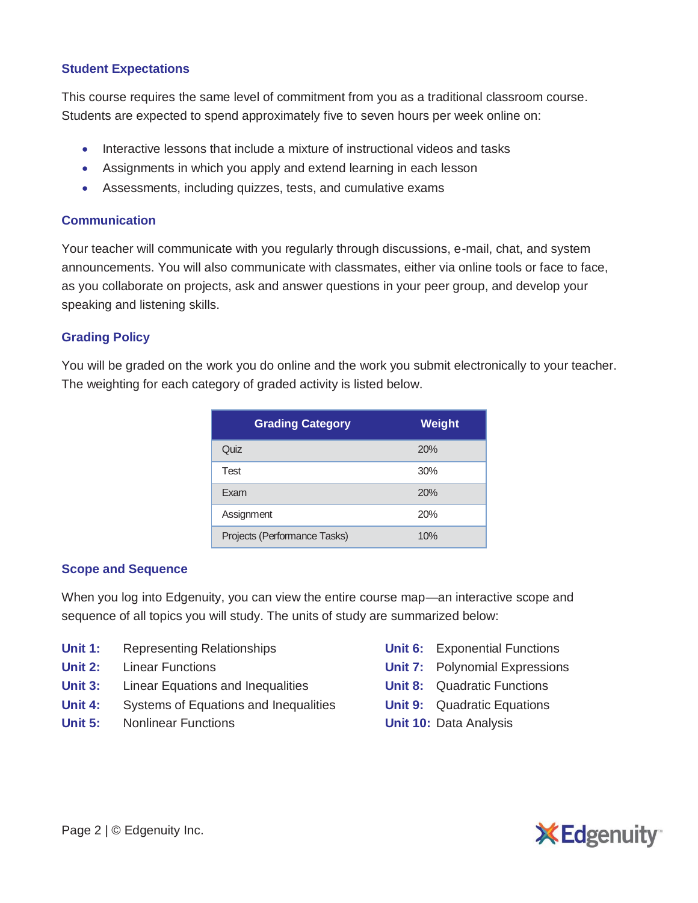## Student Expectations

This course requires the same level of commitment from you as a traditional classroom course. Students are expected to spend approximately five to seven hours per week online on:

- Interactive lessons that include a mixture of instructional videos and tasks
- Assignments in which you apply and extend learning in each lesson
- Assessments, including quizzes, tests, and cumulative exams

## Communication

Your teacher will communicate with you regularly through discussions, e-mail, chat, and system announcements. You will also communicate with classmates, either via online tools or face to face, as you collaborate on projects, ask and answer questions in your peer group, and develop your speaking and listening skills.

## Grading Policy

You will be graded on the work you do online and the work you submit electronically to your teacher. The weighting for each category of graded activity is listed below.

| Grading Category | Weight |
|---|---|
| Quiz | 20% |
| Test | 30% |
| Exam | 20% |
| Assignment | 20% |
| Projects (Performance Tasks) | 10% |

## Scope and Sequence

When you log into Edgenuity, you can view the entire course map—an interactive scope and sequence of all topics you will study. The units of study are summarized below:

**Unit 1:** Representing Relationships
**Unit 2:** Linear Functions
**Unit 3:** Linear Equations and Inequalities
**Unit 4:** Systems of Equations and Inequalities
**Unit 5:** Nonlinear Functions
**Unit 6:** Exponential Functions
**Unit 7:** Polynomial Expressions
**Unit 8:** Quadratic Functions
**Unit 9:** Quadratic Equations
**Unit 10:** Data Analysis